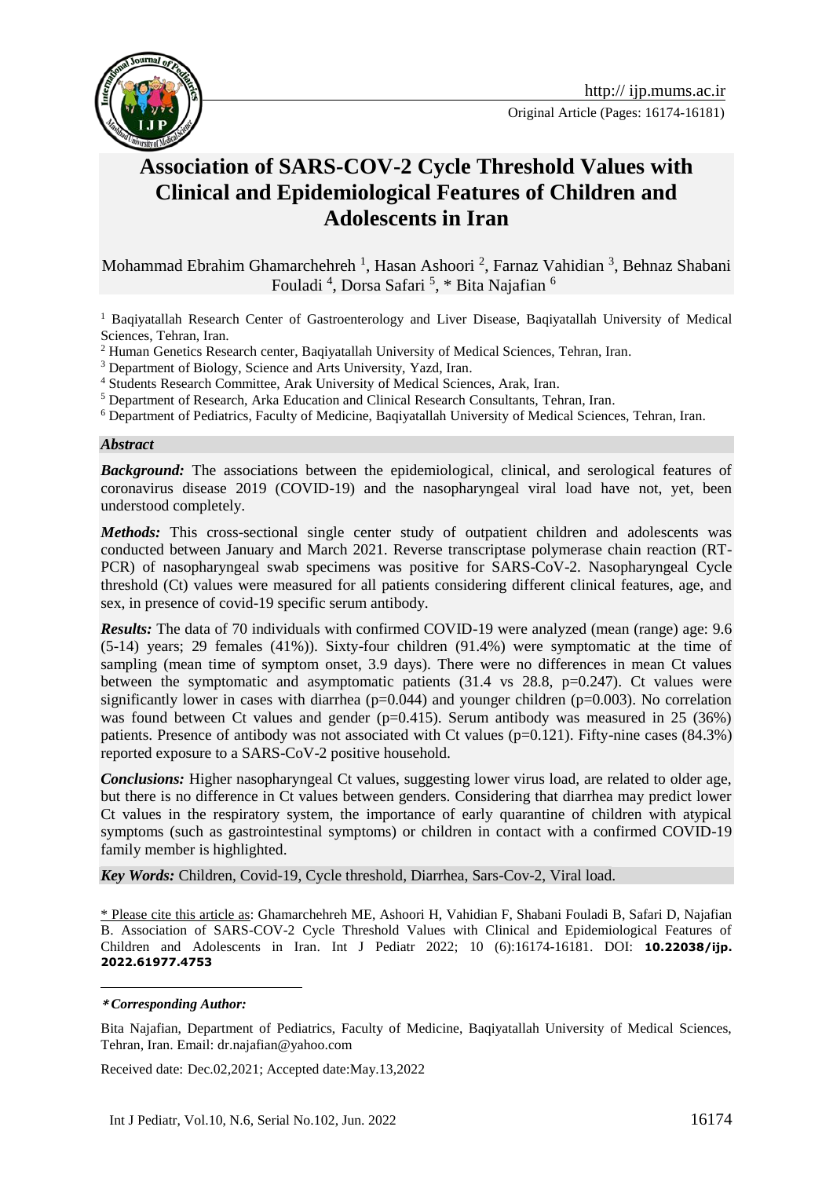# Association of SARS-COV-2 Cycle Threshold Values with Clinical and Epidemiological Features of Children and Adolescents in Iran

Mohammad Ebrahim Ghamarchehreh [1], Hasan Ashoori [2], Farnaz Vahidian [3], Behnaz Shabani Fouladi [4], Dorsa Safari [5], * Bita Najafian [6]

[1] Baqiyatallah Research Center of Gastroenterology and Liver Disease, Baqiyatallah University of Medical Sciences, Tehran, Iran.

[2] Human Genetics Research center, Baqiyatallah University of Medical Sciences, Tehran, Iran.

[3] Department of Biology, Science and Arts University, Yazd, Iran.

[4] Students Research Committee, Arak University of Medical Sciences, Arak, Iran.

[5] Department of Research, Arka Education and Clinical Research Consultants, Tehran, Iran.

[6] Department of Pediatrics, Faculty of Medicine, Baqiyatallah University of Medical Sciences, Tehran, Iran.

### *Abstract*

***Background:*** The associations between the epidemiological, clinical, and serological features of coronavirus disease 2019 (COVID-19) and the nasopharyngeal viral load have not, yet, been understood completely.

***Methods:*** This cross-sectional single center study of outpatient children and adolescents was conducted between January and March 2021. Reverse transcriptase polymerase chain reaction (RT-PCR) of nasopharyngeal swab specimens was positive for SARS-CoV-2. Nasopharyngeal Cycle threshold (Ct) values were measured for all patients considering different clinical features, age, and sex, in presence of covid-19 specific serum antibody.

***Results:*** The data of 70 individuals with confirmed COVID-19 were analyzed (mean (range) age: 9.6 (5-14) years; 29 females (41%)). Sixty-four children (91.4%) were symptomatic at the time of sampling (mean time of symptom onset, 3.9 days). There were no differences in mean Ct values between the symptomatic and asymptomatic patients (31.4 vs 28.8, p=0.247). Ct values were significantly lower in cases with diarrhea (p=0.044) and younger children (p=0.003). No correlation was found between Ct values and gender (p=0.415). Serum antibody was measured in 25 (36%) patients. Presence of antibody was not associated with Ct values (p=0.121). Fifty-nine cases (84.3%) reported exposure to a SARS-CoV-2 positive household.

***Conclusions:*** Higher nasopharyngeal Ct values, suggesting lower virus load, are related to older age, but there is no difference in Ct values between genders. Considering that diarrhea may predict lower Ct values in the respiratory system, the importance of early quarantine of children with atypical symptoms (such as gastrointestinal symptoms) or children in contact with a confirmed COVID-19 family member is highlighted.

***Key Words:*** Children, Covid-19, Cycle threshold, Diarrhea, Sars-Cov-2, Viral load.

\* Please cite this article as: Ghamarchehreh ME, Ashoori H, Vahidian F, Shabani Fouladi B, Safari D, Najafian B. Association of SARS-COV-2 Cycle Threshold Values with Clinical and Epidemiological Features of Children and Adolescents in Iran. Int J Pediatr 2022; 10 (6):16174-16181. DOI: **10.22038/ijp.2022.61977.4753**

---

***\*Corresponding Author:***

Bita Najafian, Department of Pediatrics, Faculty of Medicine, Baqiyatallah University of Medical Sciences, Tehran, Iran. Email: dr.najafian@yahoo.com

Received date: Dec.02,2021; Accepted date:May.13,2022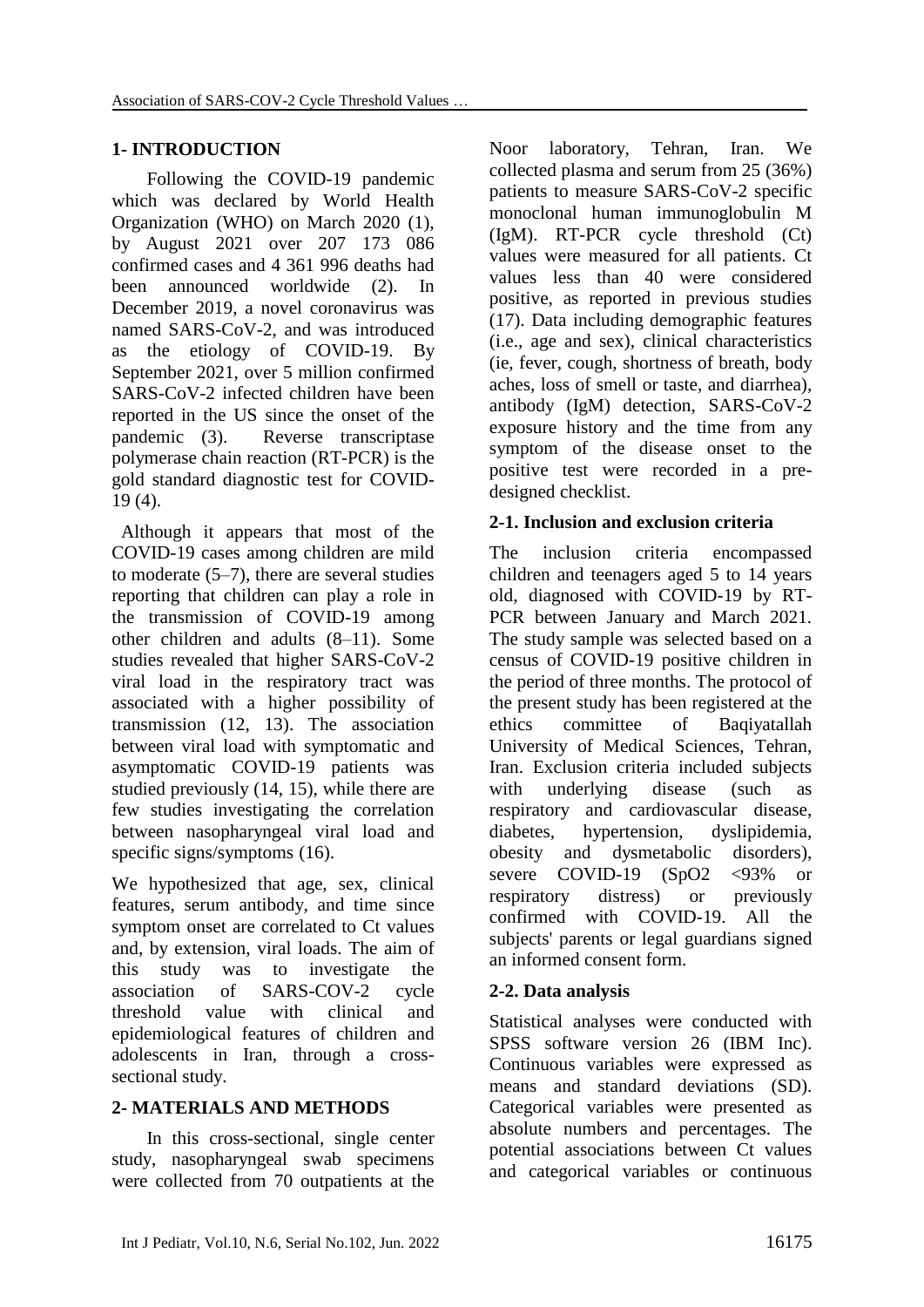## 1- INTRODUCTION

Following the COVID-19 pandemic which was declared by World Health Organization (WHO) on March 2020 (1), by August 2021 over 207 173 086 confirmed cases and 4 361 996 deaths had been announced worldwide (2). In December 2019, a novel coronavirus was named SARS-CoV-2, and was introduced as the etiology of COVID-19. By September 2021, over 5 million confirmed SARS-CoV-2 infected children have been reported in the US since the onset of the pandemic (3). Reverse transcriptase polymerase chain reaction (RT-PCR) is the gold standard diagnostic test for COVID-19 (4).

Although it appears that most of the COVID-19 cases among children are mild to moderate (5–7), there are several studies reporting that children can play a role in the transmission of COVID-19 among other children and adults (8–11). Some studies revealed that higher SARS-CoV-2 viral load in the respiratory tract was associated with a higher possibility of transmission (12, 13). The association between viral load with symptomatic and asymptomatic COVID-19 patients was studied previously (14, 15), while there are few studies investigating the correlation between nasopharyngeal viral load and specific signs/symptoms (16).

We hypothesized that age, sex, clinical features, serum antibody, and time since symptom onset are correlated to Ct values and, by extension, viral loads. The aim of this study was to investigate the association of SARS-COV-2 cycle threshold value with clinical and epidemiological features of children and adolescents in Iran, through a cross-sectional study.

## 2- MATERIALS AND METHODS

In this cross-sectional, single center study, nasopharyngeal swab specimens were collected from 70 outpatients at the Noor laboratory, Tehran, Iran. We collected plasma and serum from 25 (36%) patients to measure SARS-CoV-2 specific monoclonal human immunoglobulin M (IgM). RT-PCR cycle threshold (Ct) values were measured for all patients. Ct values less than 40 were considered positive, as reported in previous studies (17). Data including demographic features (i.e., age and sex), clinical characteristics (ie, fever, cough, shortness of breath, body aches, loss of smell or taste, and diarrhea), antibody (IgM) detection, SARS-CoV-2 exposure history and the time from any symptom of the disease onset to the positive test were recorded in a pre-designed checklist.

### 2-1. Inclusion and exclusion criteria

The inclusion criteria encompassed children and teenagers aged 5 to 14 years old, diagnosed with COVID-19 by RT-PCR between January and March 2021. The study sample was selected based on a census of COVID-19 positive children in the period of three months. The protocol of the present study has been registered at the ethics committee of Baqiyatallah University of Medical Sciences, Tehran, Iran. Exclusion criteria included subjects with underlying disease (such as respiratory and cardiovascular disease, diabetes, hypertension, dyslipidemia, obesity and dysmetabolic disorders), severe COVID-19 ($SpO_2$ <93% or respiratory distress) or previously confirmed with COVID-19. All the subjects' parents or legal guardians signed an informed consent form.

### 2-2. Data analysis

Statistical analyses were conducted with SPSS software version 26 (IBM Inc). Continuous variables were expressed as means and standard deviations (SD). Categorical variables were presented as absolute numbers and percentages. The potential associations between Ct values and categorical variables or continuous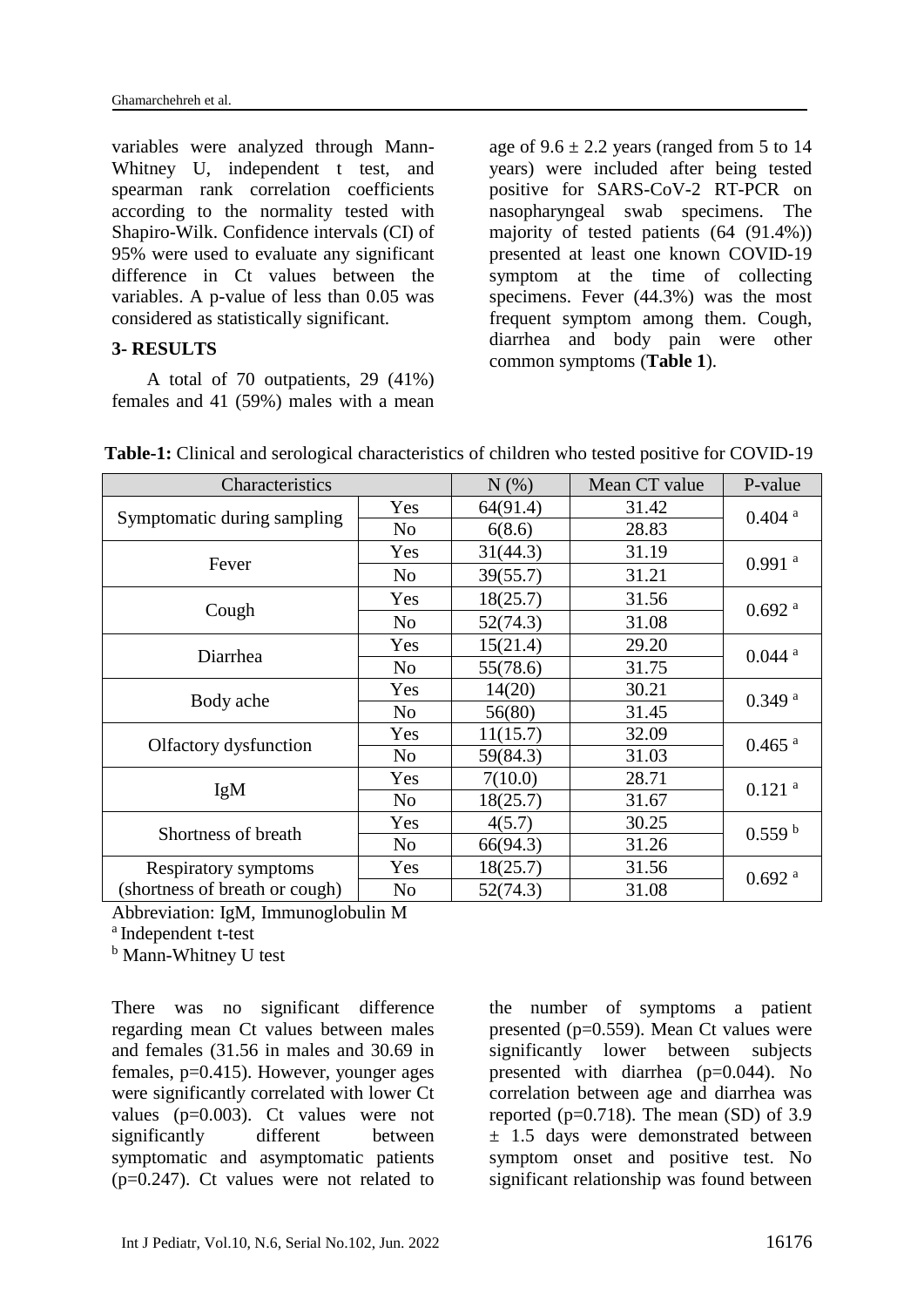variables were analyzed through Mann-Whitney U, independent t test, and spearman rank correlation coefficients according to the normality tested with Shapiro-Wilk. Confidence intervals (CI) of 95% were used to evaluate any significant difference in Ct values between the variables. A p-value of less than 0.05 was considered as statistically significant.

## 3- RESULTS

A total of 70 outpatients, 29 (41%) females and 41 (59%) males with a mean age of 9.6 ± 2.2 years (ranged from 5 to 14 years) were included after being tested positive for SARS-CoV-2 RT-PCR on nasopharyngeal swab specimens. The majority of tested patients (64 (91.4%)) presented at least one known COVID-19 symptom at the time of collecting specimens. Fever (44.3%) was the most frequent symptom among them. Cough, diarrhea and body pain were other common symptoms (**Table 1**).

**Table-1:** Clinical and serological characteristics of children who tested positive for COVID-19

| Characteristics | | N (%) | Mean CT value | P-value |
|---|---|---|---|---|
| Symptomatic during sampling | Yes | 64(91.4) | 31.42 | 0.404 [a] |
| | No | 6(8.6) | 28.83 | |
| Fever | Yes | 31(44.3) | 31.19 | 0.991 [a] |
| | No | 39(55.7) | 31.21 | |
| Cough | Yes | 18(25.7) | 31.56 | 0.692 [a] |
| | No | 52(74.3) | 31.08 | |
| Diarrhea | Yes | 15(21.4) | 29.20 | 0.044 [a] |
| | No | 55(78.6) | 31.75 | |
| Body ache | Yes | 14(20) | 30.21 | 0.349 [a] |
| | No | 56(80) | 31.45 | |
| Olfactory dysfunction | Yes | 11(15.7) | 32.09 | 0.465 [a] |
| | No | 59(84.3) | 31.03 | |
| IgM | Yes | 7(10.0) | 28.71 | 0.121 [a] |
| | No | 18(25.7) | 31.67 | |
| Shortness of breath | Yes | 4(5.7) | 30.25 | 0.559 [b] |
| | No | 66(94.3) | 31.26 | |
| Respiratory symptoms (shortness of breath or cough) | Yes | 18(25.7) | 31.56 | 0.692 [a] |
| | No | 52(74.3) | 31.08 | |

Abbreviation: IgM, Immunoglobulin M

[a] Independent t-test

[b] Mann-Whitney U test

There was no significant difference regarding mean Ct values between males and females (31.56 in males and 30.69 in females, p=0.415). However, younger ages were significantly correlated with lower Ct values (p=0.003). Ct values were not significantly different between symptomatic and asymptomatic patients (p=0.247). Ct values were not related to the number of symptoms a patient presented (p=0.559). Mean Ct values were significantly lower between subjects presented with diarrhea (p=0.044). No correlation between age and diarrhea was reported (p=0.718). The mean (SD) of 3.9 ± 1.5 days were demonstrated between symptom onset and positive test. No significant relationship was found between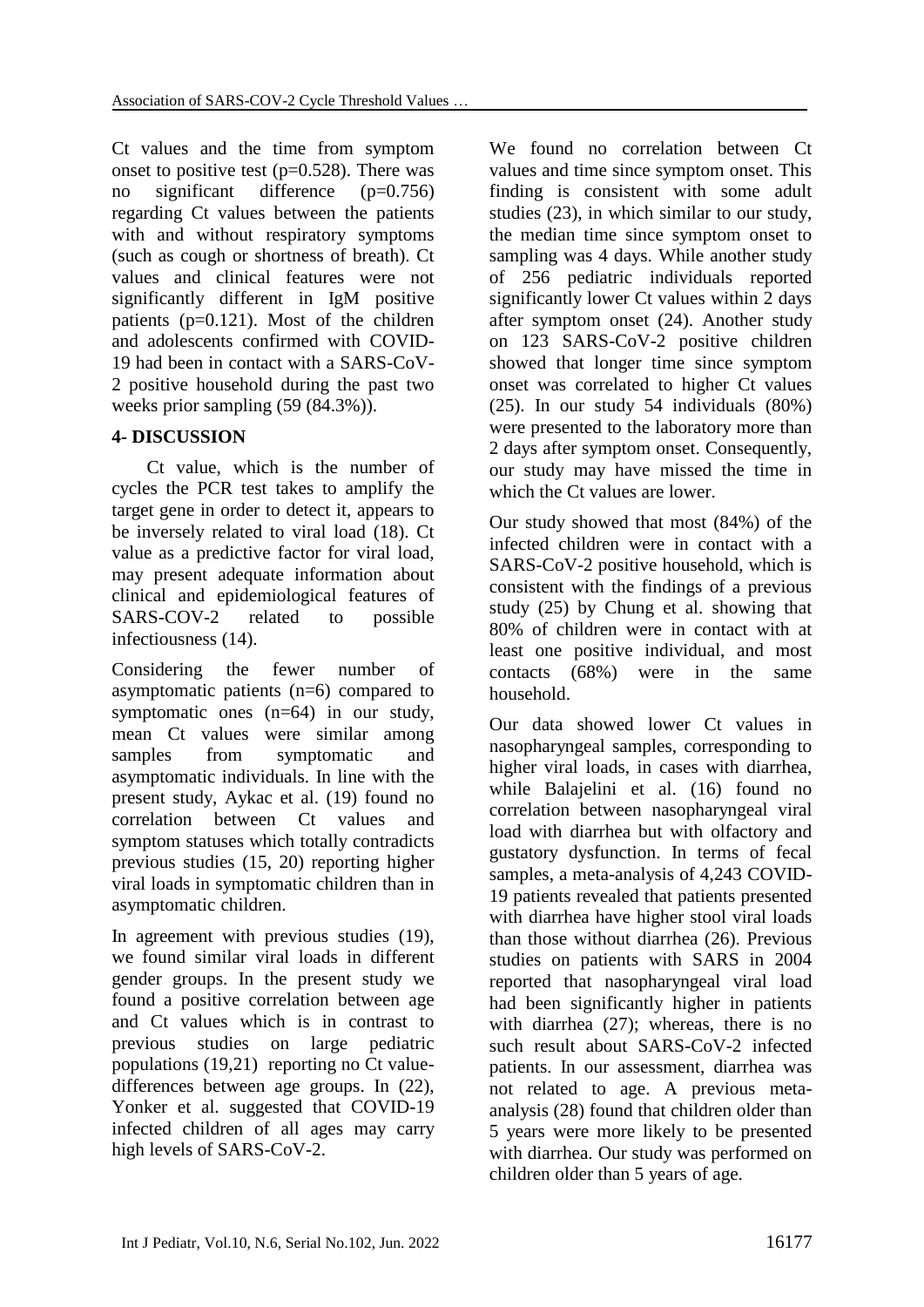Ct values and the time from symptom onset to positive test (p=0.528). There was no significant difference (p=0.756) regarding Ct values between the patients with and without respiratory symptoms (such as cough or shortness of breath). Ct values and clinical features were not significantly different in IgM positive patients (p=0.121). Most of the children and adolescents confirmed with COVID-19 had been in contact with a SARS-CoV-2 positive household during the past two weeks prior sampling (59 (84.3%)).

## 4- DISCUSSION

Ct value, which is the number of cycles the PCR test takes to amplify the target gene in order to detect it, appears to be inversely related to viral load (18). Ct value as a predictive factor for viral load, may present adequate information about clinical and epidemiological features of SARS-COV-2 related to possible infectiousness (14).

Considering the fewer number of asymptomatic patients (n=6) compared to symptomatic ones (n=64) in our study, mean Ct values were similar among samples from symptomatic and asymptomatic individuals. In line with the present study, Aykac et al. (19) found no correlation between Ct values and symptom statuses which totally contradicts previous studies (15, 20) reporting higher viral loads in symptomatic children than in asymptomatic children.

In agreement with previous studies (19), we found similar viral loads in different gender groups. In the present study we found a positive correlation between age and Ct values which is in contrast to previous studies on large pediatric populations (19,21) reporting no Ct value-differences between age groups. In (22), Yonker et al. suggested that COVID-19 infected children of all ages may carry high levels of SARS-CoV-2.

We found no correlation between Ct values and time since symptom onset. This finding is consistent with some adult studies (23), in which similar to our study, the median time since symptom onset to sampling was 4 days. While another study of 256 pediatric individuals reported significantly lower Ct values within 2 days after symptom onset (24). Another study on 123 SARS-CoV-2 positive children showed that longer time since symptom onset was correlated to higher Ct values (25). In our study 54 individuals (80%) were presented to the laboratory more than 2 days after symptom onset. Consequently, our study may have missed the time in which the Ct values are lower.

Our study showed that most (84%) of the infected children were in contact with a SARS-CoV-2 positive household, which is consistent with the findings of a previous study (25) by Chung et al. showing that 80% of children were in contact with at least one positive individual, and most contacts (68%) were in the same household.

Our data showed lower Ct values in nasopharyngeal samples, corresponding to higher viral loads, in cases with diarrhea, while Balajelini et al. (16) found no correlation between nasopharyngeal viral load with diarrhea but with olfactory and gustatory dysfunction. In terms of fecal samples, a meta-analysis of 4,243 COVID-19 patients revealed that patients presented with diarrhea have higher stool viral loads than those without diarrhea (26). Previous studies on patients with SARS in 2004 reported that nasopharyngeal viral load had been significantly higher in patients with diarrhea (27); whereas, there is no such result about SARS-CoV-2 infected patients. In our assessment, diarrhea was not related to age. A previous meta-analysis (28) found that children older than 5 years were more likely to be presented with diarrhea. Our study was performed on children older than 5 years of age.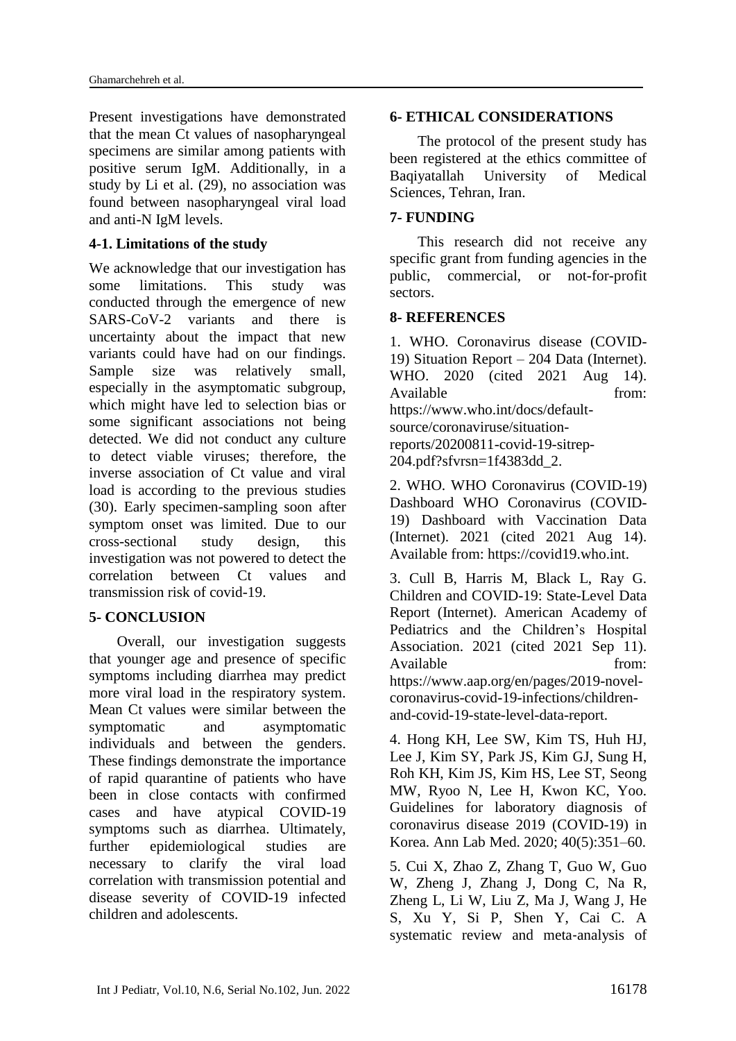Present investigations have demonstrated that the mean Ct values of nasopharyngeal specimens are similar among patients with positive serum IgM. Additionally, in a study by Li et al. (29), no association was found between nasopharyngeal viral load and anti-N IgM levels.

### 4-1. Limitations of the study

We acknowledge that our investigation has some limitations. This study was conducted through the emergence of new SARS-CoV-2 variants and there is uncertainty about the impact that new variants could have had on our findings. Sample size was relatively small, especially in the asymptomatic subgroup, which might have led to selection bias or some significant associations not being detected. We did not conduct any culture to detect viable viruses; therefore, the inverse association of Ct value and viral load is according to the previous studies (30). Early specimen-sampling soon after symptom onset was limited. Due to our cross-sectional study design, this investigation was not powered to detect the correlation between Ct values and transmission risk of covid-19.

## 5- CONCLUSION

Overall, our investigation suggests that younger age and presence of specific symptoms including diarrhea may predict more viral load in the respiratory system. Mean Ct values were similar between the symptomatic and asymptomatic individuals and between the genders. These findings demonstrate the importance of rapid quarantine of patients who have been in close contacts with confirmed cases and have atypical COVID-19 symptoms such as diarrhea. Ultimately, further epidemiological studies are necessary to clarify the viral load correlation with transmission potential and disease severity of COVID-19 infected children and adolescents.

## 6- ETHICAL CONSIDERATIONS

The protocol of the present study has been registered at the ethics committee of Baqiyatallah University of Medical Sciences, Tehran, Iran.

## 7- FUNDING

This research did not receive any specific grant from funding agencies in the public, commercial, or not-for-profit sectors.

## 8- REFERENCES

1. WHO. Coronavirus disease (COVID-19) Situation Report – 204 Data (Internet). WHO. 2020 (cited 2021 Aug 14). Available from: https://www.who.int/docs/default-source/coronaviruse/situation-reports/20200811-covid-19-sitrep-204.pdf?sfvrsn=1f4383dd_2.

2. WHO. WHO Coronavirus (COVID-19) Dashboard WHO Coronavirus (COVID-19) Dashboard with Vaccination Data (Internet). 2021 (cited 2021 Aug 14). Available from: https://covid19.who.int.

3. Cull B, Harris M, Black L, Ray G. Children and COVID-19: State-Level Data Report (Internet). American Academy of Pediatrics and the Children's Hospital Association. 2021 (cited 2021 Sep 11). Available from: https://www.aap.org/en/pages/2019-novel-coronavirus-covid-19-infections/children-and-covid-19-state-level-data-report.

4. Hong KH, Lee SW, Kim TS, Huh HJ, Lee J, Kim SY, Park JS, Kim GJ, Sung H, Roh KH, Kim JS, Kim HS, Lee ST, Seong MW, Ryoo N, Lee H, Kwon KC, Yoo. Guidelines for laboratory diagnosis of coronavirus disease 2019 (COVID-19) in Korea. Ann Lab Med. 2020; 40(5):351–60.

5. Cui X, Zhao Z, Zhang T, Guo W, Guo W, Zheng J, Zhang J, Dong C, Na R, Zheng L, Li W, Liu Z, Ma J, Wang J, He S, Xu Y, Si P, Shen Y, Cai C. A systematic review and meta-analysis of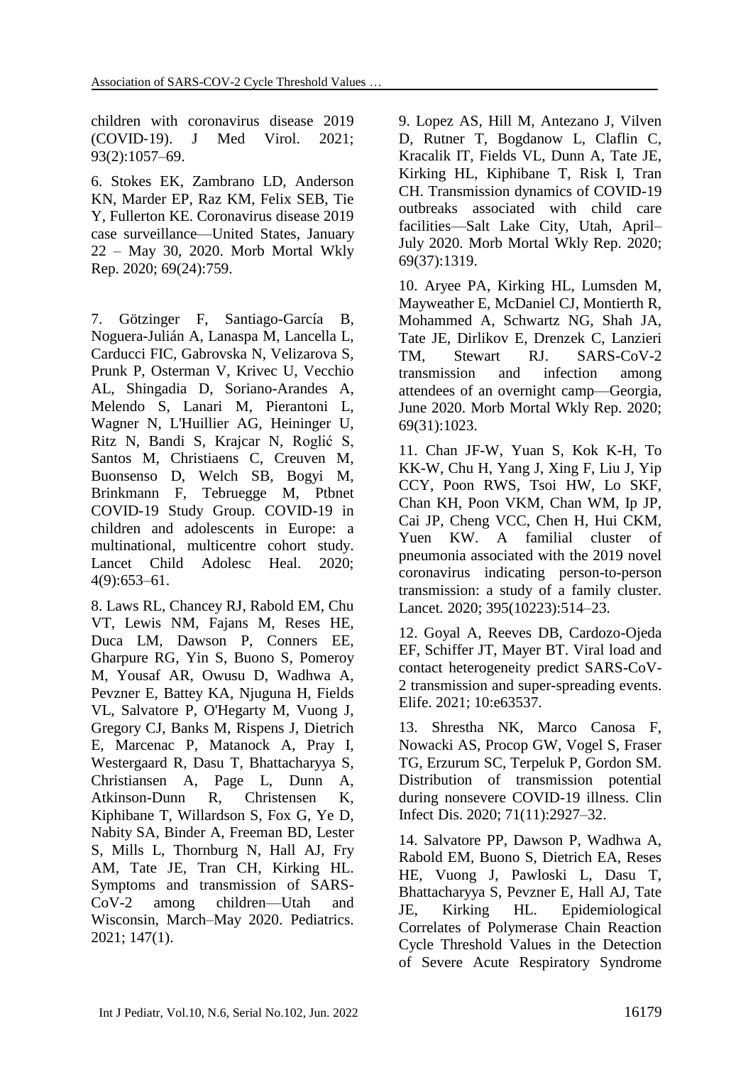children with coronavirus disease 2019 (COVID-19). J Med Virol. 2021; 93(2):1057–69.

6. Stokes EK, Zambrano LD, Anderson KN, Marder EP, Raz KM, Felix SEB, Tie Y, Fullerton KE. Coronavirus disease 2019 case surveillance—United States, January 22 – May 30, 2020. Morb Mortal Wkly Rep. 2020; 69(24):759.

7. Götzinger F, Santiago-García B, Noguera-Julián A, Lanaspa M, Lancella L, Carducci FIC, Gabrovska N, Velizarova S, Prunk P, Osterman V, Krivec U, Vecchio AL, Shingadia D, Soriano-Arandes A, Melendo S, Lanari M, Pierantoni L, Wagner N, L'Huillier AG, Heininger U, Ritz N, Bandi S, Krajcar N, Roglić S, Santos M, Christiaens C, Creuven M, Buonsenso D, Welch SB, Bogyi M, Brinkmann F, Tebruegge M, Ptbnet COVID-19 Study Group. COVID-19 in children and adolescents in Europe: a multinational, multicentre cohort study. Lancet Child Adolesc Heal. 2020; 4(9):653–61.

8. Laws RL, Chancey RJ, Rabold EM, Chu VT, Lewis NM, Fajans M, Reses HE, Duca LM, Dawson P, Conners EE, Gharpure RG, Yin S, Buono S, Pomeroy M, Yousaf AR, Owusu D, Wadhwa A, Pevzner E, Battey KA, Njuguna H, Fields VL, Salvatore P, O'Hegarty M, Vuong J, Gregory CJ, Banks M, Rispens J, Dietrich E, Marcenac P, Matanock A, Pray I, Westergaard R, Dasu T, Bhattacharyya S, Christiansen A, Page L, Dunn A, Atkinson-Dunn R, Christensen K, Kiphibane T, Willardson S, Fox G, Ye D, Nabity SA, Binder A, Freeman BD, Lester S, Mills L, Thornburg N, Hall AJ, Fry AM, Tate JE, Tran CH, Kirking HL. Symptoms and transmission of SARS-CoV-2 among children—Utah and Wisconsin, March–May 2020. Pediatrics. 2021; 147(1).

9. Lopez AS, Hill M, Antezano J, Vilven D, Rutner T, Bogdanow L, Claflin C, Kracalik IT, Fields VL, Dunn A, Tate JE, Kirking HL, Kiphibane T, Risk I, Tran CH. Transmission dynamics of COVID-19 outbreaks associated with child care facilities—Salt Lake City, Utah, April–July 2020. Morb Mortal Wkly Rep. 2020; 69(37):1319.

10. Aryee PA, Kirking HL, Lumsden M, Mayweather E, McDaniel CJ, Montierth R, Mohammed A, Schwartz NG, Shah JA, Tate JE, Dirlikov E, Drenzek C, Lanzieri TM, Stewart RJ. SARS-CoV-2 transmission and infection among attendees of an overnight camp—Georgia, June 2020. Morb Mortal Wkly Rep. 2020; 69(31):1023.

11. Chan JF-W, Yuan S, Kok K-H, To KK-W, Chu H, Yang J, Xing F, Liu J, Yip CCY, Poon RWS, Tsoi HW, Lo SKF, Chan KH, Poon VKM, Chan WM, Ip JP, Cai JP, Cheng VCC, Chen H, Hui CKM, Yuen KW. A familial cluster of pneumonia associated with the 2019 novel coronavirus indicating person-to-person transmission: a study of a family cluster. Lancet. 2020; 395(10223):514–23.

12. Goyal A, Reeves DB, Cardozo-Ojeda EF, Schiffer JT, Mayer BT. Viral load and contact heterogeneity predict SARS-CoV-2 transmission and super-spreading events. Elife. 2021; 10:e63537.

13. Shrestha NK, Marco Canosa F, Nowacki AS, Procop GW, Vogel S, Fraser TG, Erzurum SC, Terpeluk P, Gordon SM. Distribution of transmission potential during nonsevere COVID-19 illness. Clin Infect Dis. 2020; 71(11):2927–32.

14. Salvatore PP, Dawson P, Wadhwa A, Rabold EM, Buono S, Dietrich EA, Reses HE, Vuong J, Pawloski L, Dasu T, Bhattacharyya S, Pevzner E, Hall AJ, Tate JE, Kirking HL. Epidemiological Correlates of Polymerase Chain Reaction Cycle Threshold Values in the Detection of Severe Acute Respiratory Syndrome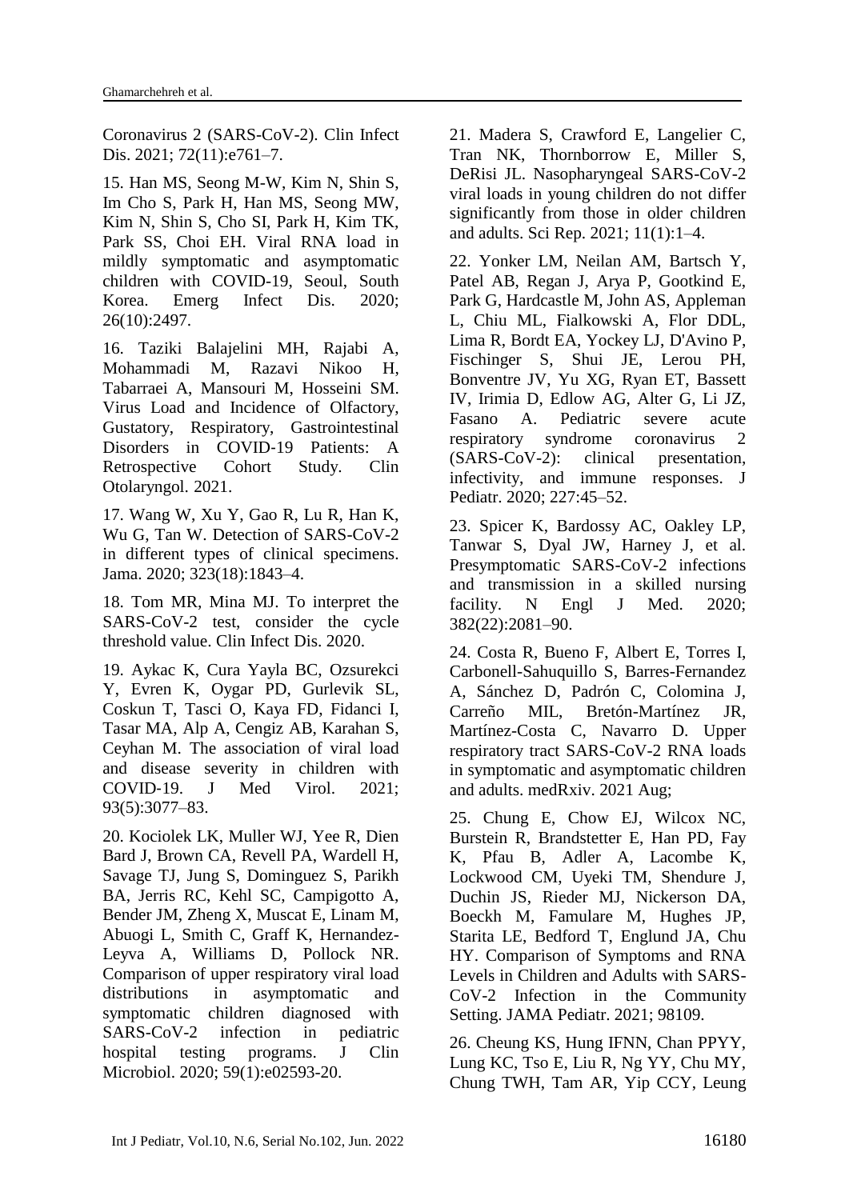Coronavirus 2 (SARS-CoV-2). Clin Infect Dis. 2021; 72(11):e761–7.

15. Han MS, Seong M-W, Kim N, Shin S, Im Cho S, Park H, Han MS, Seong MW, Kim N, Shin S, Cho SI, Park H, Kim TK, Park SS, Choi EH. Viral RNA load in mildly symptomatic and asymptomatic children with COVID-19, Seoul, South Korea. Emerg Infect Dis. 2020; 26(10):2497.

16. Taziki Balajelini MH, Rajabi A, Mohammadi M, Razavi Nikoo H, Tabarraei A, Mansouri M, Hosseini SM. Virus Load and Incidence of Olfactory, Gustatory, Respiratory, Gastrointestinal Disorders in COVID-19 Patients: A Retrospective Cohort Study. Clin Otolaryngol. 2021.

17. Wang W, Xu Y, Gao R, Lu R, Han K, Wu G, Tan W. Detection of SARS-CoV-2 in different types of clinical specimens. Jama. 2020; 323(18):1843–4.

18. Tom MR, Mina MJ. To interpret the SARS-CoV-2 test, consider the cycle threshold value. Clin Infect Dis. 2020.

19. Aykac K, Cura Yayla BC, Ozsurekci Y, Evren K, Oygar PD, Gurlevik SL, Coskun T, Tasci O, Kaya FD, Fidanci I, Tasar MA, Alp A, Cengiz AB, Karahan S, Ceyhan M. The association of viral load and disease severity in children with COVID-19. J Med Virol. 2021; 93(5):3077–83.

20. Kociolek LK, Muller WJ, Yee R, Dien Bard J, Brown CA, Revell PA, Wardell H, Savage TJ, Jung S, Dominguez S, Parikh BA, Jerris RC, Kehl SC, Campigotto A, Bender JM, Zheng X, Muscat E, Linam M, Abuogi L, Smith C, Graff K, Hernandez-Leyva A, Williams D, Pollock NR. Comparison of upper respiratory viral load distributions in asymptomatic and symptomatic children diagnosed with SARS-CoV-2 infection in pediatric hospital testing programs. J Clin Microbiol. 2020; 59(1):e02593-20.

21. Madera S, Crawford E, Langelier C, Tran NK, Thornborrow E, Miller S, DeRisi JL. Nasopharyngeal SARS-CoV-2 viral loads in young children do not differ significantly from those in older children and adults. Sci Rep. 2021; 11(1):1–4.

22. Yonker LM, Neilan AM, Bartsch Y, Patel AB, Regan J, Arya P, Gootkind E, Park G, Hardcastle M, John AS, Appleman L, Chiu ML, Fialkowski A, Flor DDL, Lima R, Bordt EA, Yockey LJ, D'Avino P, Fischinger S, Shui JE, Lerou PH, Bonventre JV, Yu XG, Ryan ET, Bassett IV, Irimia D, Edlow AG, Alter G, Li JZ, Fasano A. Pediatric severe acute respiratory syndrome coronavirus 2 (SARS-CoV-2): clinical presentation, infectivity, and immune responses. J Pediatr. 2020; 227:45–52.

23. Spicer K, Bardossy AC, Oakley LP, Tanwar S, Dyal JW, Harney J, et al. Presymptomatic SARS-CoV-2 infections and transmission in a skilled nursing facility. N Engl J Med. 2020; 382(22):2081–90.

24. Costa R, Bueno F, Albert E, Torres I, Carbonell-Sahuquillo S, Barres-Fernandez A, Sánchez D, Padrón C, Colomina J, Carreño MIL, Bretón-Martínez JR, Martínez-Costa C, Navarro D. Upper respiratory tract SARS-CoV-2 RNA loads in symptomatic and asymptomatic children and adults. medRxiv. 2021 Aug;

25. Chung E, Chow EJ, Wilcox NC, Burstein R, Brandstetter E, Han PD, Fay K, Pfau B, Adler A, Lacombe K, Lockwood CM, Uyeki TM, Shendure J, Duchin JS, Rieder MJ, Nickerson DA, Boeckh M, Famulare M, Hughes JP, Starita LE, Bedford T, Englund JA, Chu HY. Comparison of Symptoms and RNA Levels in Children and Adults with SARS-CoV-2 Infection in the Community Setting. JAMA Pediatr. 2021; 98109.

26. Cheung KS, Hung IFNN, Chan PPYY, Lung KC, Tso E, Liu R, Ng YY, Chu MY, Chung TWH, Tam AR, Yip CCY, Leung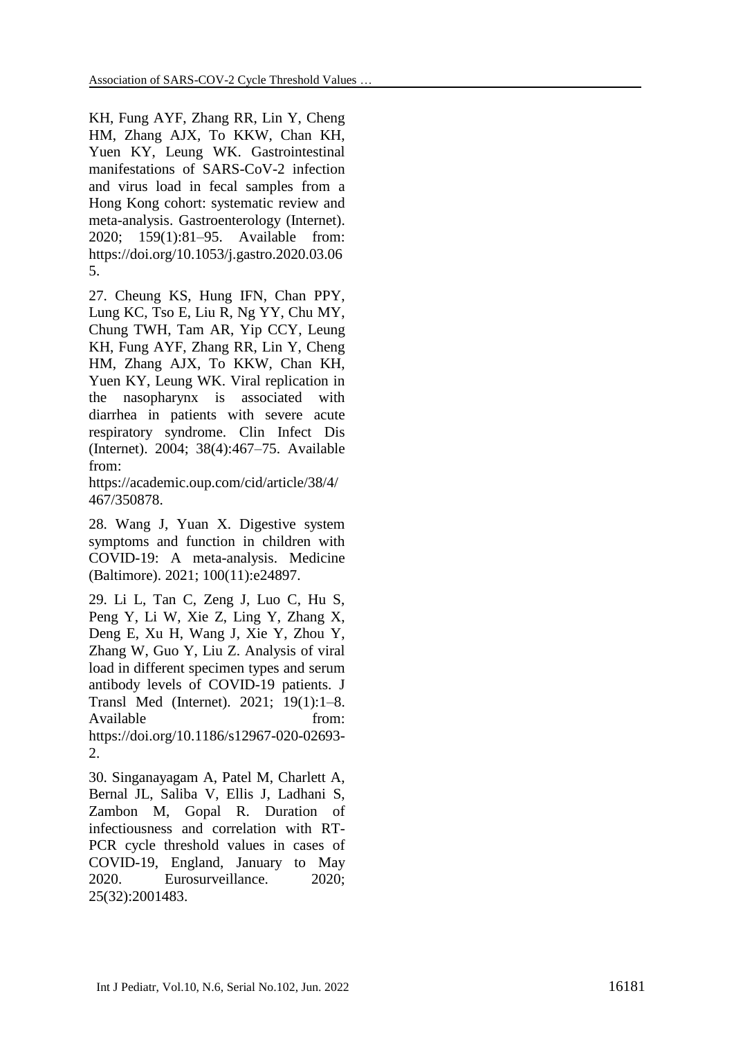KH, Fung AYF, Zhang RR, Lin Y, Cheng HM, Zhang AJX, To KKW, Chan KH, Yuen KY, Leung WK. Gastrointestinal manifestations of SARS-CoV-2 infection and virus load in fecal samples from a Hong Kong cohort: systematic review and meta-analysis. Gastroenterology (Internet). 2020; 159(1):81–95. Available from: https://doi.org/10.1053/j.gastro.2020.03.065.

27. Cheung KS, Hung IFN, Chan PPY, Lung KC, Tso E, Liu R, Ng YY, Chu MY, Chung TWH, Tam AR, Yip CCY, Leung KH, Fung AYF, Zhang RR, Lin Y, Cheng HM, Zhang AJX, To KKW, Chan KH, Yuen KY, Leung WK. Viral replication in the nasopharynx is associated with diarrhea in patients with severe acute respiratory syndrome. Clin Infect Dis (Internet). 2004; 38(4):467–75. Available from: https://academic.oup.com/cid/article/38/4/467/350878.

28. Wang J, Yuan X. Digestive system symptoms and function in children with COVID-19: A meta-analysis. Medicine (Baltimore). 2021; 100(11):e24897.

29. Li L, Tan C, Zeng J, Luo C, Hu S, Peng Y, Li W, Xie Z, Ling Y, Zhang X, Deng E, Xu H, Wang J, Xie Y, Zhou Y, Zhang W, Guo Y, Liu Z. Analysis of viral load in different specimen types and serum antibody levels of COVID-19 patients. J Transl Med (Internet). 2021; 19(1):1–8. Available from: https://doi.org/10.1186/s12967-020-02693-2.

30. Singanayagam A, Patel M, Charlett A, Bernal JL, Saliba V, Ellis J, Ladhani S, Zambon M, Gopal R. Duration of infectiousness and correlation with RT-PCR cycle threshold values in cases of COVID-19, England, January to May 2020. Eurosurveillance. 2020; 25(32):2001483.